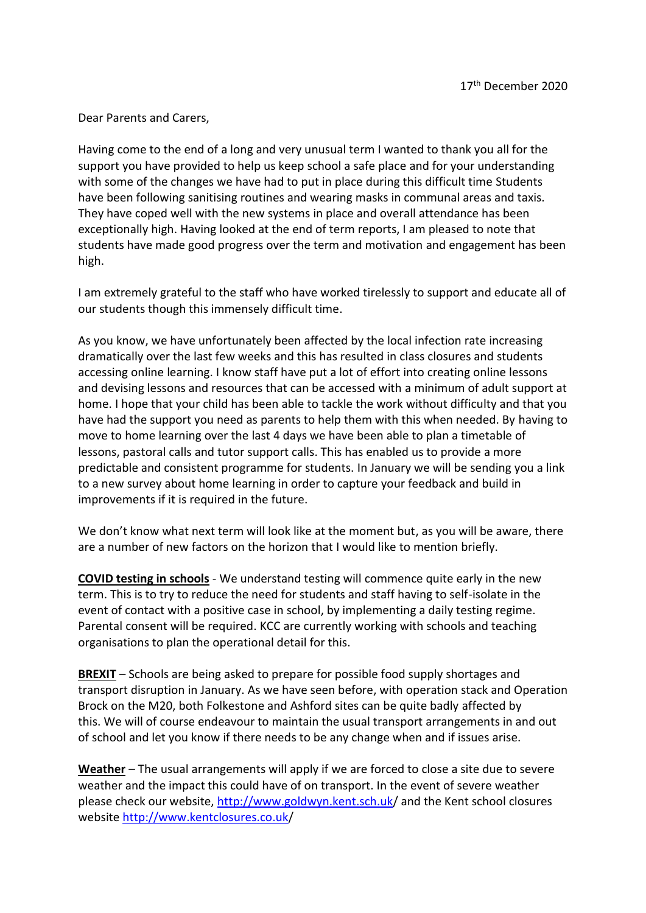17th December 2020

Dear Parents and Carers,

Having come to the end of a long and very unusual term I wanted to thank you all for the support you have provided to help us keep school a safe place and for your understanding with some of the changes we have had to put in place during this difficult time Students have been following sanitising routines and wearing masks in communal areas and taxis. They have coped well with the new systems in place and overall attendance has been exceptionally high. Having looked at the end of term reports, I am pleased to note that students have made good progress over the term and motivation and engagement has been high.

I am extremely grateful to the staff who have worked tirelessly to support and educate all of our students though this immensely difficult time.

As you know, we have unfortunately been affected by the local infection rate increasing dramatically over the last few weeks and this has resulted in class closures and students accessing online learning. I know staff have put a lot of effort into creating online lessons and devising lessons and resources that can be accessed with a minimum of adult support at home. I hope that your child has been able to tackle the work without difficulty and that you have had the support you need as parents to help them with this when needed. By having to move to home learning over the last 4 days we have been able to plan a timetable of lessons, pastoral calls and tutor support calls. This has enabled us to provide a more predictable and consistent programme for students. In January we will be sending you a link to a new survey about home learning in order to capture your feedback and build in improvements if it is required in the future.

We don't know what next term will look like at the moment but, as you will be aware, there are a number of new factors on the horizon that I would like to mention briefly.

**COVID testing in schools** - We understand testing will commence quite early in the new term. This is to try to reduce the need for students and staff having to self-isolate in the event of contact with a positive case in school, by implementing a daily testing regime. Parental consent will be required. KCC are currently working with schools and teaching organisations to plan the operational detail for this.

**BREXIT** – Schools are being asked to prepare for possible food supply shortages and transport disruption in January. As we have seen before, with operation stack and Operation Brock on the M20, both Folkestone and Ashford sites can be quite badly affected by this. We will of course endeavour to maintain the usual transport arrangements in and out of school and let you know if there needs to be any change when and if issues arise.

**Weather** – The usual arrangements will apply if we are forced to close a site due to severe weather and the impact this could have of on transport. In the event of severe weather please check our website, http://www.goldwyn.kent.sch.uk/ and the Kent school closures website http://www.kentclosures.co.uk/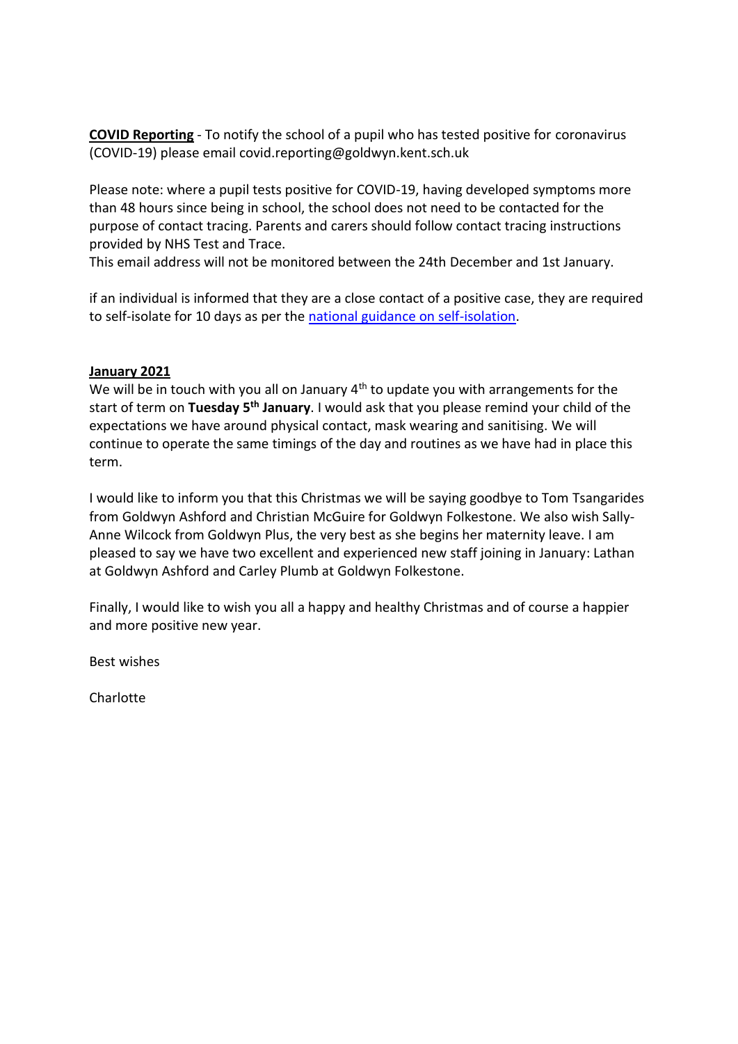**COVID Reporting** - To notify the school of a pupil who has tested positive for coronavirus (COVID-19) please email covid.reporting@goldwyn.kent.sch.uk

Please note: where a pupil tests positive for COVID-19, having developed symptoms more than 48 hours since being in school, the school does not need to be contacted for the purpose of contact tracing. Parents and carers should follow contact tracing instructions provided by NHS Test and Trace.
This email address will not be monitored between the 24th December and 1st January.

if an individual is informed that they are a close contact of a positive case, they are required to self-isolate for 10 days as per the [national guidance on self-isolation](#).

**January 2021**

We will be in touch with you all on January 4th to update you with arrangements for the start of term on **Tuesday 5th January**. I would ask that you please remind your child of the expectations we have around physical contact, mask wearing and sanitising. We will continue to operate the same timings of the day and routines as we have had in place this term.

I would like to inform you that this Christmas we will be saying goodbye to Tom Tsangarides from Goldwyn Ashford and Christian McGuire for Goldwyn Folkestone. We also wish Sally-Anne Wilcock from Goldwyn Plus, the very best as she begins her maternity leave. I am pleased to say we have two excellent and experienced new staff joining in January: Lathan at Goldwyn Ashford and Carley Plumb at Goldwyn Folkestone.

Finally, I would like to wish you all a happy and healthy Christmas and of course a happier and more positive new year.

Best wishes

Charlotte